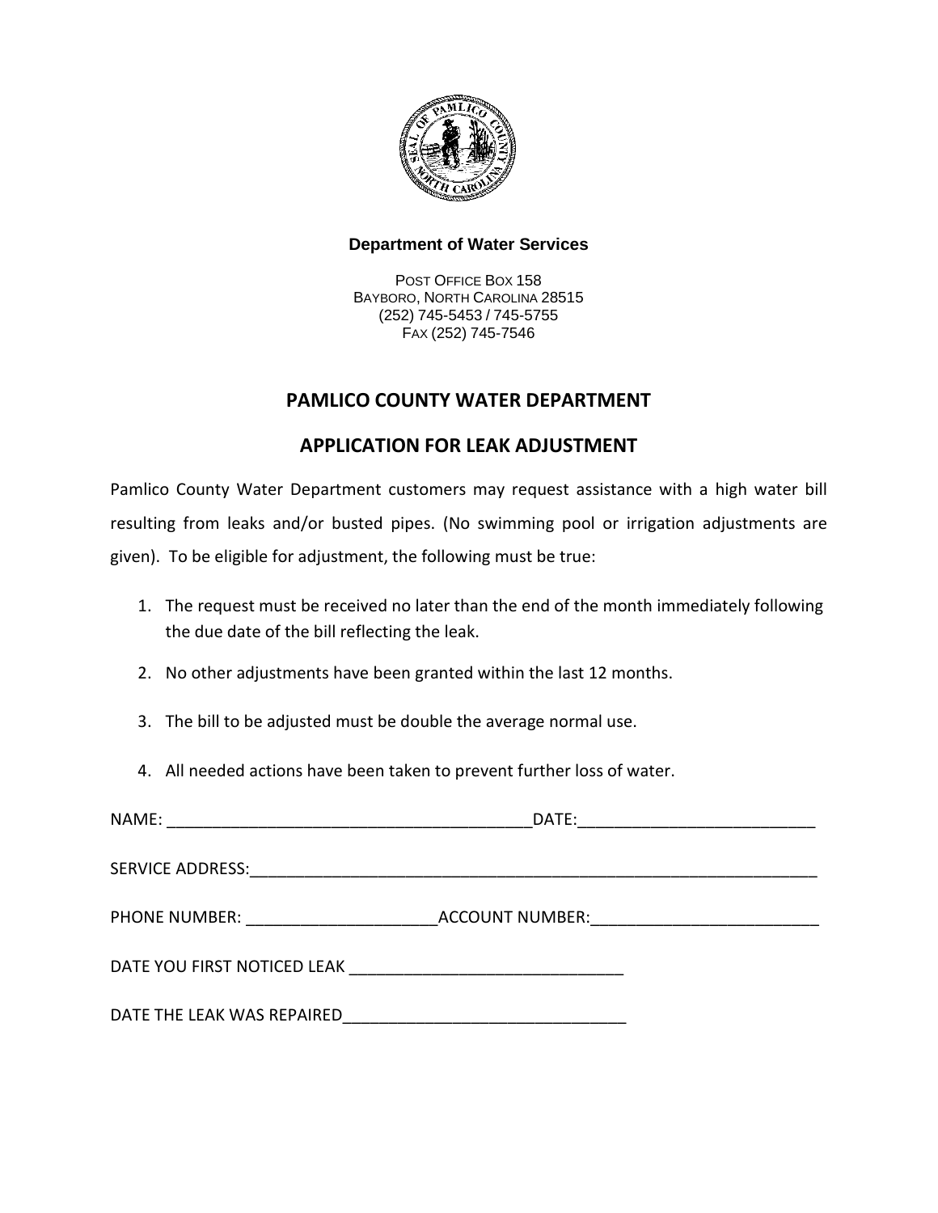**Department of Water Services**

POST OFFICE BOX 158
BAYBORO, NORTH CAROLINA 28515
(252) 745-5453 / 745-5755
FAX (252) 745-7546

## PAMLICO COUNTY WATER DEPARTMENT

## APPLICATION FOR LEAK ADJUSTMENT

Pamlico County Water Department customers may request assistance with a high water bill resulting from leaks and/or busted pipes. (No swimming pool or irrigation adjustments are given). To be eligible for adjustment, the following must be true:

1. The request must be received no later than the end of the month immediately following the due date of the bill reflecting the leak.
2. No other adjustments have been granted within the last 12 months.
3. The bill to be adjusted must be double the average normal use.
4. All needed actions have been taken to prevent further loss of water.

NAME: ________________________________________ DATE: __________________________

SERVICE ADDRESS: _________________________________________________________________

PHONE NUMBER: _____________________ ACCOUNT NUMBER: _________________________

DATE YOU FIRST NOTICED LEAK ______________________________

DATE THE LEAK WAS REPAIRED _______________________________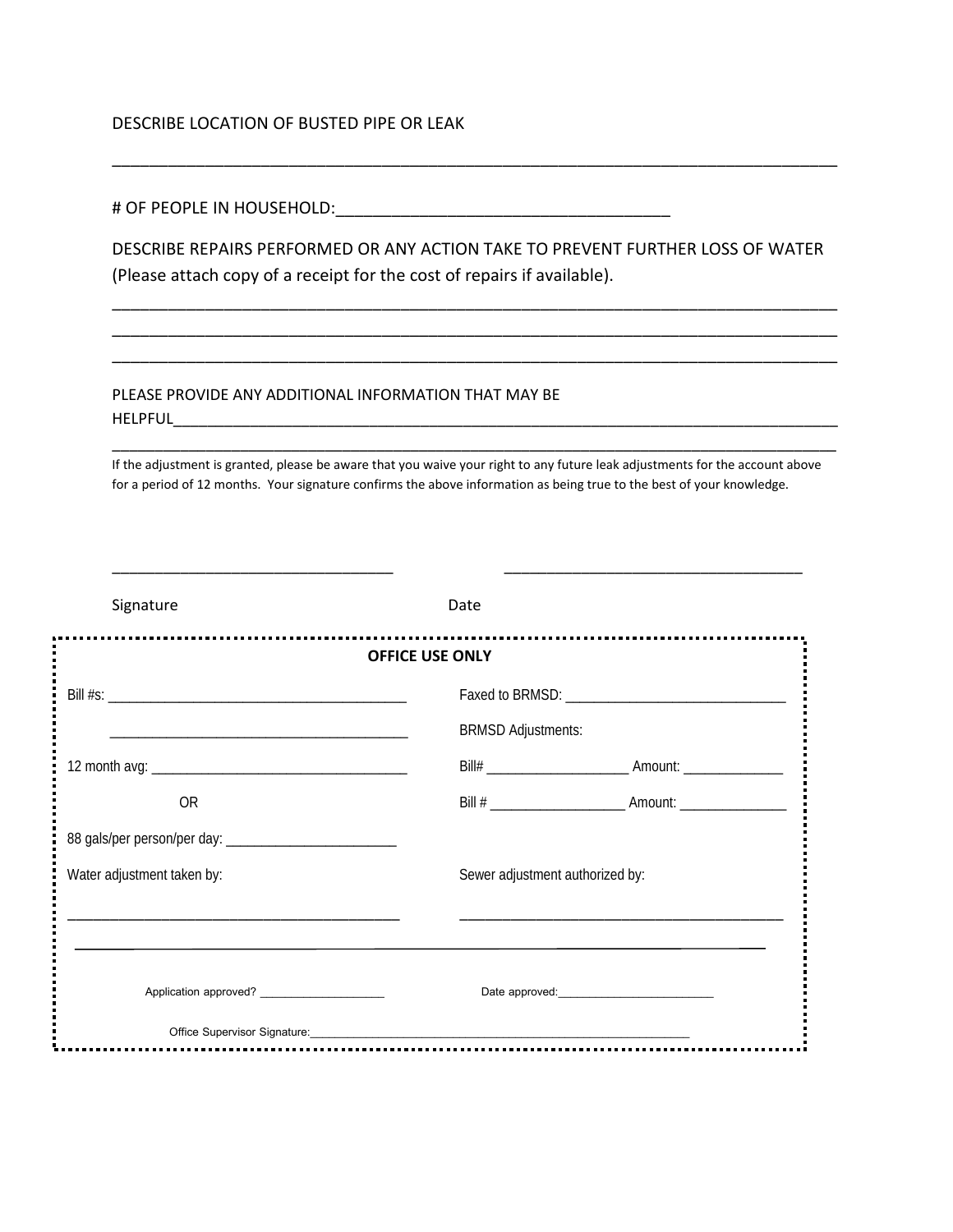DESCRIBE LOCATION OF BUSTED PIPE OR LEAK

______________________________________________________________________________

# OF PEOPLE IN HOUSEHOLD:____________________________________

DESCRIBE REPAIRS PERFORMED OR ANY ACTION TAKE TO PREVENT FURTHER LOSS OF WATER (Please attach copy of a receipt for the cost of repairs if available).

______________________________________________________________________________
______________________________________________________________________________
______________________________________________________________________________

PLEASE PROVIDE ANY ADDITIONAL INFORMATION THAT MAY BE HELPFUL______________________________________________________________________________
______________________________________________________________________________

If the adjustment is granted, please be aware that you waive your right to any future leak adjustments for the account above for a period of 12 months. Your signature confirms the above information as being true to the best of your knowledge.

_________________________________ _________________________________

Signature Date

**OFFICE USE ONLY**

| | |
|---|---|
| Bill #s: ________________________________________ | Faxed to BRMSD: ______________________________ |
| ________________________________________ | BRMSD Adjustments: |
| 12 month avg: ___________________________________ | Bill# ___________________ Amount: _____________ |
| OR | Bill # ___________________ Amount: ______________ |
| 88 gals/per person/per day: _______________________ | |
| Water adjustment taken by: | Sewer adjustment authorized by: |
| ___________________________________________ | ___________________________________________ |
| Application approved? ___________________ | Date approved:________________________ |

Office Supervisor Signature:______________________________________________________________